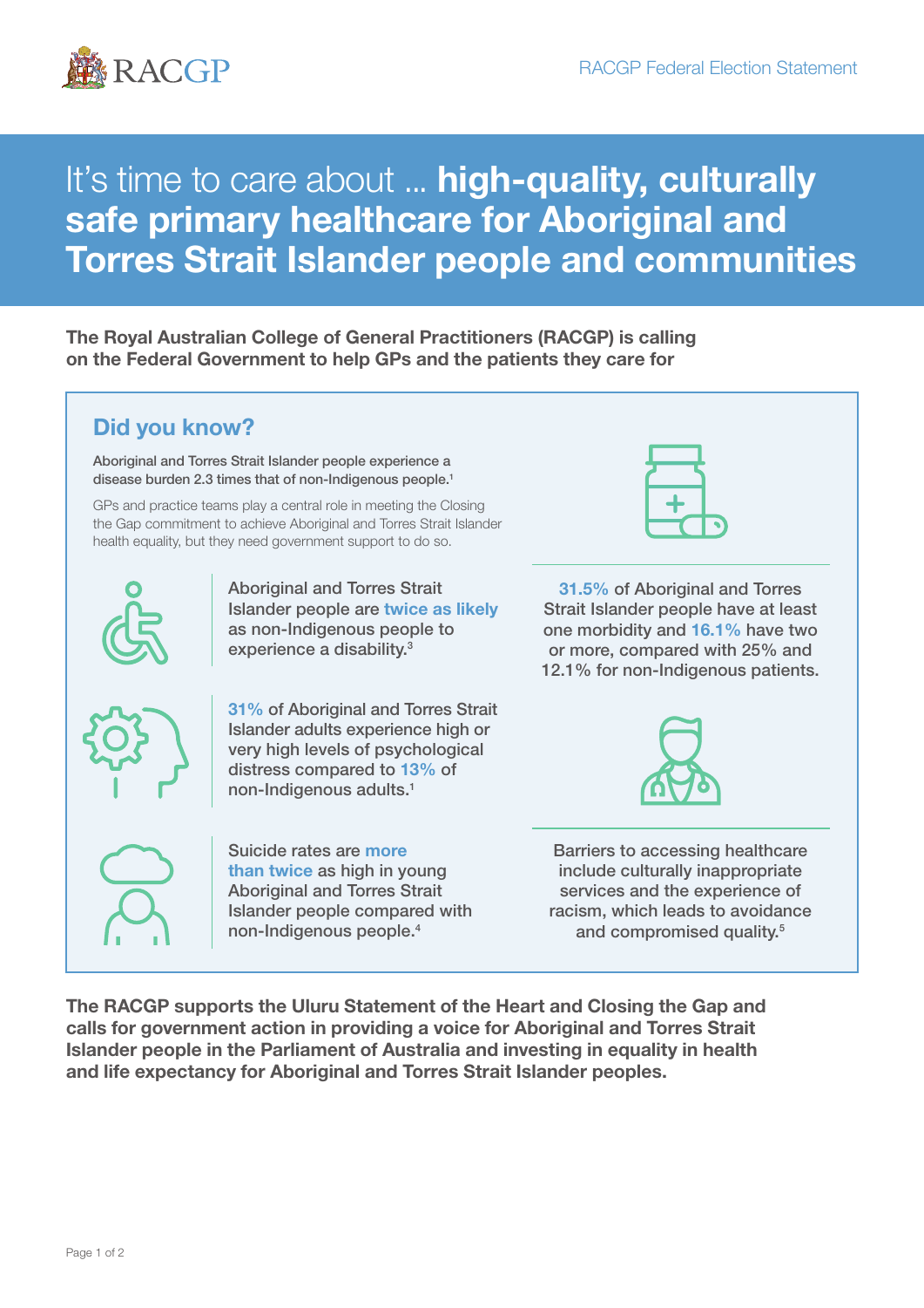# It's time to care about … **high-quality, culturally safe primary healthcare for Aboriginal and Torres Strait Islander people and communities**

**The Royal Australian College of General Practitioners (RACGP) is calling on the Federal Government to help GPs and the patients they care for**

## Did you know?

Aboriginal and Torres Strait Islander people experience a disease burden 2.3 times that of non-Indigenous people.[1]

GPs and practice teams play a central role in meeting the Closing the Gap commitment to achieve Aboriginal and Torres Strait Islander health equality, but they need government support to do so.

Aboriginal and Torres Strait Islander people are **twice as likely** as non-Indigenous people to experience a disability.[3]

**31%** of Aboriginal and Torres Strait Islander adults experience high or very high levels of psychological distress compared to **13%** of non-Indigenous adults.[1]

Suicide rates are **more than twice** as high in young Aboriginal and Torres Strait Islander people compared with non-Indigenous people.[4]

**31.5%** of Aboriginal and Torres Strait Islander people have at least one morbidity and **16.1%** have two or more, compared with 25% and 12.1% for non-Indigenous patients.

Barriers to accessing healthcare include culturally inappropriate services and the experience of racism, which leads to avoidance and compromised quality.[5]

**The RACGP supports the Uluru Statement of the Heart and Closing the Gap and calls for government action in providing a voice for Aboriginal and Torres Strait Islander people in the Parliament of Australia and investing in equality in health and life expectancy for Aboriginal and Torres Strait Islander peoples.**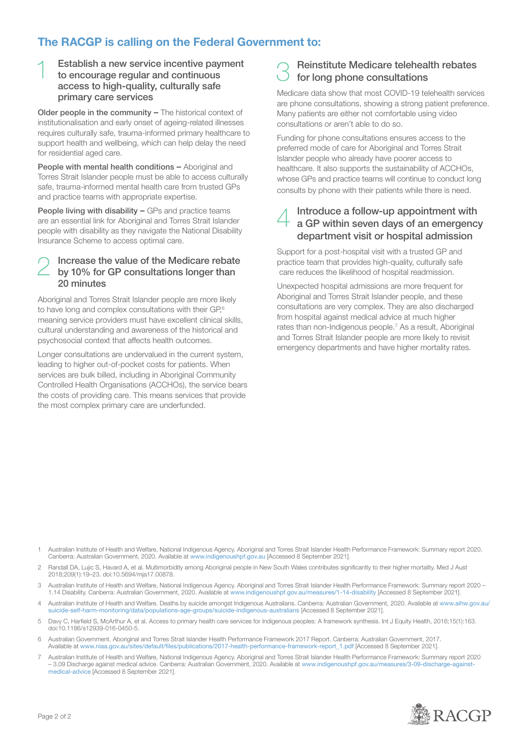## The RACGP is calling on the Federal Government to:

### 1 Establish a new service incentive payment to encourage regular and continuous access to high-quality, culturally safe primary care services

**Older people in the community –** The historical context of institutionalisation and early onset of ageing-related illnesses requires culturally safe, trauma-informed primary healthcare to support health and wellbeing, which can help delay the need for residential aged care.

**People with mental health conditions –** Aboriginal and Torres Strait Islander people must be able to access culturally safe, trauma-informed mental health care from trusted GPs and practice teams with appropriate expertise.

**People living with disability –** GPs and practice teams are an essential link for Aboriginal and Torres Strait Islander people with disability as they navigate the National Disability Insurance Scheme to access optimal care.

### 2 Increase the value of the Medicare rebate by 10% for GP consultations longer than 20 minutes

Aboriginal and Torres Strait Islander people are more likely to have long and complex consultations with their GP,[6] meaning service providers must have excellent clinical skills, cultural understanding and awareness of the historical and psychosocial context that affects health outcomes.

Longer consultations are undervalued in the current system, leading to higher out-of-pocket costs for patients. When services are bulk billed, including in Aboriginal Community Controlled Health Organisations (ACCHOs), the service bears the costs of providing care. This means services that provide the most complex primary care are underfunded.

### 3 Reinstitute Medicare telehealth rebates for long phone consultations

Medicare data show that most COVID-19 telehealth services are phone consultations, showing a strong patient preference. Many patients are either not comfortable using video consultations or aren't able to do so.

Funding for phone consultations ensures access to the preferred mode of care for Aboriginal and Torres Strait Islander people who already have poorer access to healthcare. It also supports the sustainability of ACCHOs, whose GPs and practice teams will continue to conduct long consults by phone with their patients while there is need.

### 4 Introduce a follow-up appointment with a GP within seven days of an emergency department visit or hospital admission

Support for a post-hospital visit with a trusted GP and practice team that provides high-quality, culturally safe care reduces the likelihood of hospital readmission.

Unexpected hospital admissions are more frequent for Aboriginal and Torres Strait Islander people, and these consultations are very complex. They are also discharged from hospital against medical advice at much higher rates than non-Indigenous people.[7] As a result, Aboriginal and Torres Strait Islander people are more likely to revisit emergency departments and have higher mortality rates.

---

1 Australian Institute of Health and Welfare, National Indigenous Agency. Aboriginal and Torres Strait Islander Health Performance Framework: Summary report 2020. Canberra: Australian Government, 2020. Available at www.indigenoushpf.gov.au [Accessed 8 September 2021].

2 Randall DA, Lujic S, Havard A, et al. Multimorbidity among Aboriginal people in New South Wales contributes significantly to their higher mortality. Med J Aust 2018;209(1):19–23. doi:10.5694/mja17.00878.

3 Australian Institute of Health and Welfare, National Indigenous Agency. Aboriginal and Torres Strait Islander Health Performance Framework: Summary report 2020 – 1.14 Disability. Canberra: Australian Government, 2020. Available at www.indigenoushpf.gov.au/measures/1-14-disability [Accessed 8 September 2021].

4 Australian Institute of Health and Welfare. Deaths by suicide amongst Indigenous Australians. Canberra: Australian Government, 2020. Available at www.aihw.gov.au/suicide-self-harm-monitoring/data/populations-age-groups/suicide-indigenous-australians [Accessed 8 September 2021].

5 Davy C, Harfield S, McArthur A, et al. Access to primary health care services for Indigenous peoples: A framework synthesis. Int J Equity Health, 2016;15(1):163. doi:10.1186/s12939-016-0450-5.

6 Australian Government. Aboriginal and Torres Strait Islander Health Performance Framework 2017 Report. Canberra: Australian Government, 2017. Available at www.niaa.gov.au/sites/default/files/publications/2017-health-performance-framework-report_1.pdf [Accessed 8 September 2021].

7 Australian Institute of Health and Welfare, National Indigenous Agency. Aboriginal and Torres Strait Islander Health Performance Framework: Summary report 2020 – 3.09 Discharge against medical advice. Canberra: Australian Government, 2020. Available at www.indigenoushpf.gov.au/measures/3-09-discharge-against-medical-advice [Accessed 8 September 2021].